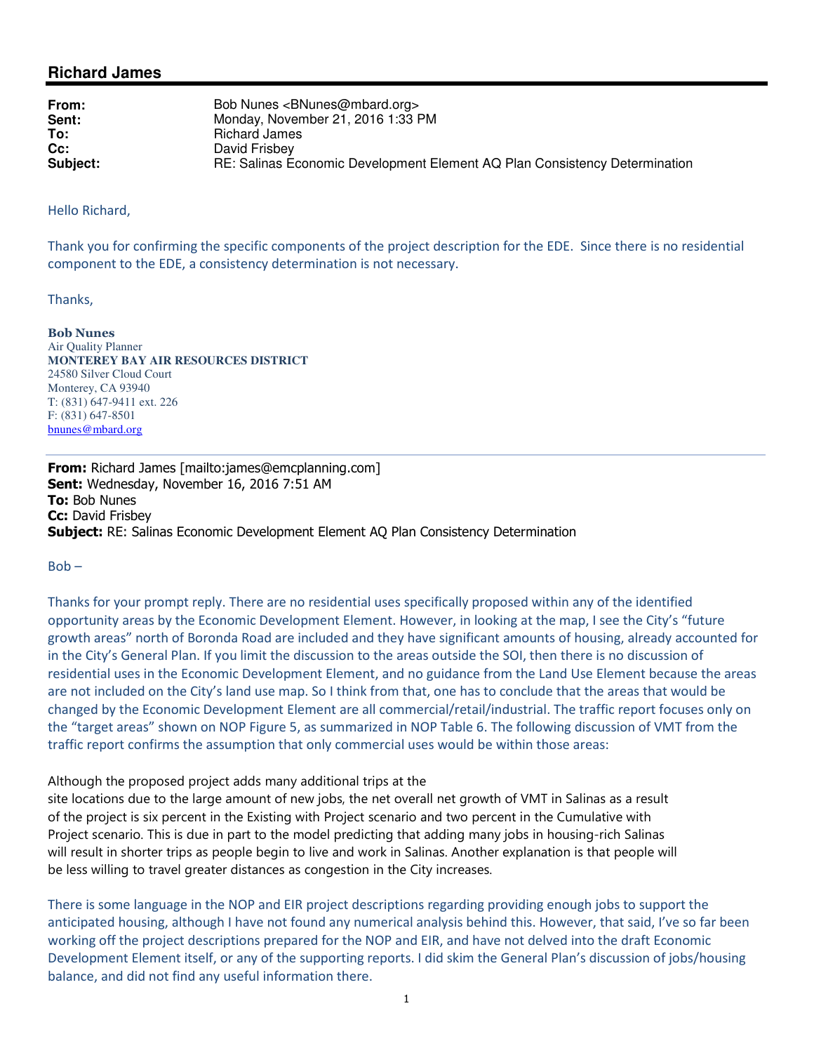## Richard James

| | |
|---|---|
| **From:** | Bob Nunes <BNunes@mbard.org> |
| **Sent:** | Monday, November 21, 2016 1:33 PM |
| **To:** | Richard James |
| **Cc:** | David Frisbey |
| **Subject:** | RE: Salinas Economic Development Element AQ Plan Consistency Determination |

Hello Richard,

Thank you for confirming the specific components of the project description for the EDE. Since there is no residential component to the EDE, a consistency determination is not necessary.

Thanks,

**Bob Nunes**
Air Quality Planner
**MONTEREY BAY AIR RESOURCES DISTRICT**
24580 Silver Cloud Court
Monterey, CA 93940
T: (831) 647-9411 ext. 226
F: (831) 647-8501
bnunes@mbard.org

---

**From:** Richard James [mailto:james@emcplanning.com]
**Sent:** Wednesday, November 16, 2016 7:51 AM
**To:** Bob Nunes
**Cc:** David Frisbey
**Subject:** RE: Salinas Economic Development Element AQ Plan Consistency Determination

Bob –

Thanks for your prompt reply. There are no residential uses specifically proposed within any of the identified opportunity areas by the Economic Development Element. However, in looking at the map, I see the City's "future growth areas" north of Boronda Road are included and they have significant amounts of housing, already accounted for in the City's General Plan. If you limit the discussion to the areas outside the SOI, then there is no discussion of residential uses in the Economic Development Element, and no guidance from the Land Use Element because the areas are not included on the City's land use map. So I think from that, one has to conclude that the areas that would be changed by the Economic Development Element are all commercial/retail/industrial. The traffic report focuses only on the "target areas" shown on NOP Figure 5, as summarized in NOP Table 6. The following discussion of VMT from the traffic report confirms the assumption that only commercial uses would be within those areas:

Although the proposed project adds many additional trips at the site locations due to the large amount of new jobs, the net overall net growth of VMT in Salinas as a result of the project is six percent in the Existing with Project scenario and two percent in the Cumulative with Project scenario. This is due in part to the model predicting that adding many jobs in housing-rich Salinas will result in shorter trips as people begin to live and work in Salinas. Another explanation is that people will be less willing to travel greater distances as congestion in the City increases.

There is some language in the NOP and EIR project descriptions regarding providing enough jobs to support the anticipated housing, although I have not found any numerical analysis behind this. However, that said, I've so far been working off the project descriptions prepared for the NOP and EIR, and have not delved into the draft Economic Development Element itself, or any of the supporting reports. I did skim the General Plan's discussion of jobs/housing balance, and did not find any useful information there.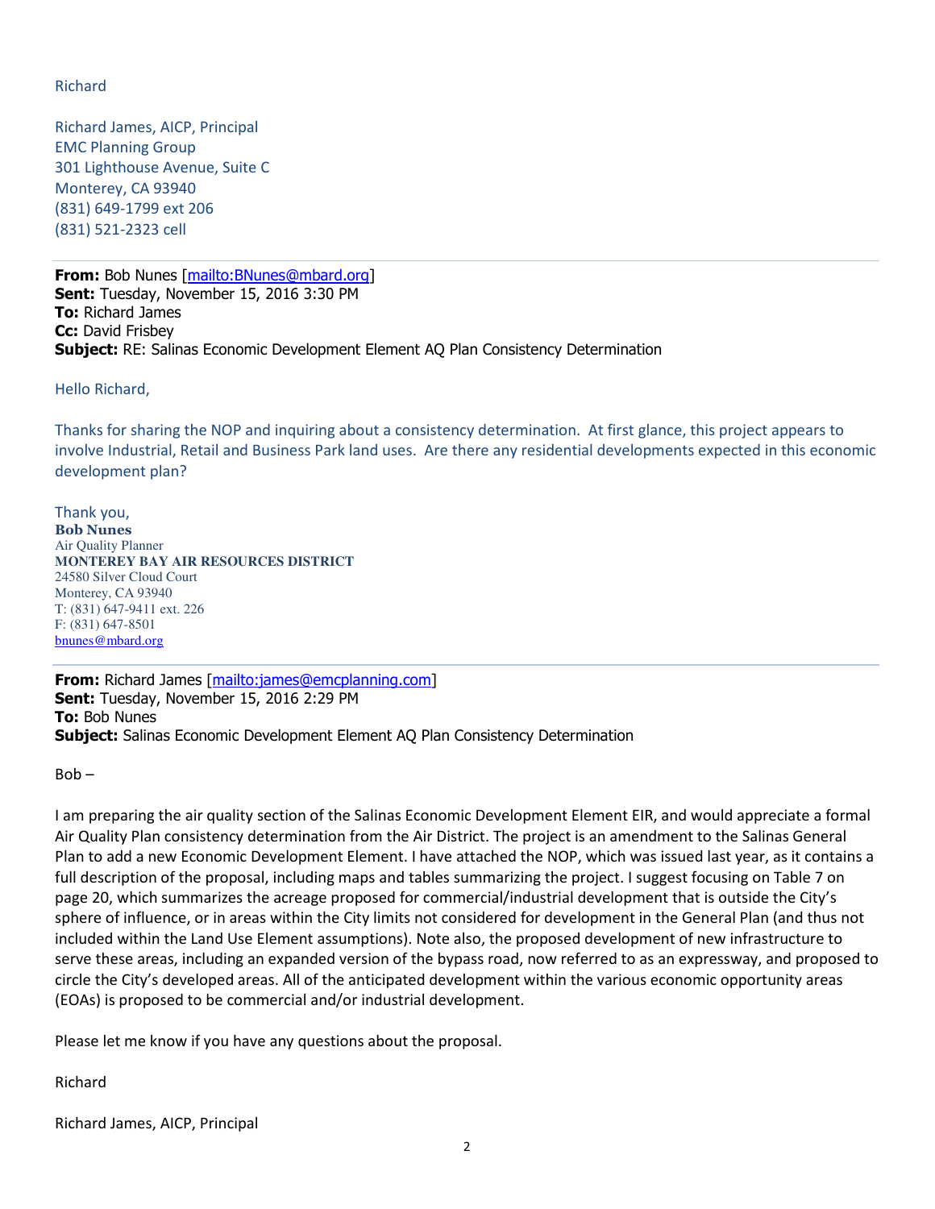Richard

Richard James, AICP, Principal
EMC Planning Group
301 Lighthouse Avenue, Suite C
Monterey, CA 93940
(831) 649-1799 ext 206
(831) 521-2323 cell

---

**From:** Bob Nunes [mailto:BNunes@mbard.org]
**Sent:** Tuesday, November 15, 2016 3:30 PM
**To:** Richard James
**Cc:** David Frisbey
**Subject:** RE: Salinas Economic Development Element AQ Plan Consistency Determination

Hello Richard,

Thanks for sharing the NOP and inquiring about a consistency determination. At first glance, this project appears to involve Industrial, Retail and Business Park land uses. Are there any residential developments expected in this economic development plan?

Thank you,
**Bob Nunes**
Air Quality Planner
**MONTEREY BAY AIR RESOURCES DISTRICT**
24580 Silver Cloud Court
Monterey, CA 93940
T: (831) 647-9411 ext. 226
F: (831) 647-8501
bnunes@mbard.org

---

**From:** Richard James [mailto:james@emcplanning.com]
**Sent:** Tuesday, November 15, 2016 2:29 PM
**To:** Bob Nunes
**Subject:** Salinas Economic Development Element AQ Plan Consistency Determination

Bob –

I am preparing the air quality section of the Salinas Economic Development Element EIR, and would appreciate a formal Air Quality Plan consistency determination from the Air District. The project is an amendment to the Salinas General Plan to add a new Economic Development Element. I have attached the NOP, which was issued last year, as it contains a full description of the proposal, including maps and tables summarizing the project. I suggest focusing on Table 7 on page 20, which summarizes the acreage proposed for commercial/industrial development that is outside the City's sphere of influence, or in areas within the City limits not considered for development in the General Plan (and thus not included within the Land Use Element assumptions). Note also, the proposed development of new infrastructure to serve these areas, including an expanded version of the bypass road, now referred to as an expressway, and proposed to circle the City's developed areas. All of the anticipated development within the various economic opportunity areas (EOAs) is proposed to be commercial and/or industrial development.

Please let me know if you have any questions about the proposal.

Richard

Richard James, AICP, Principal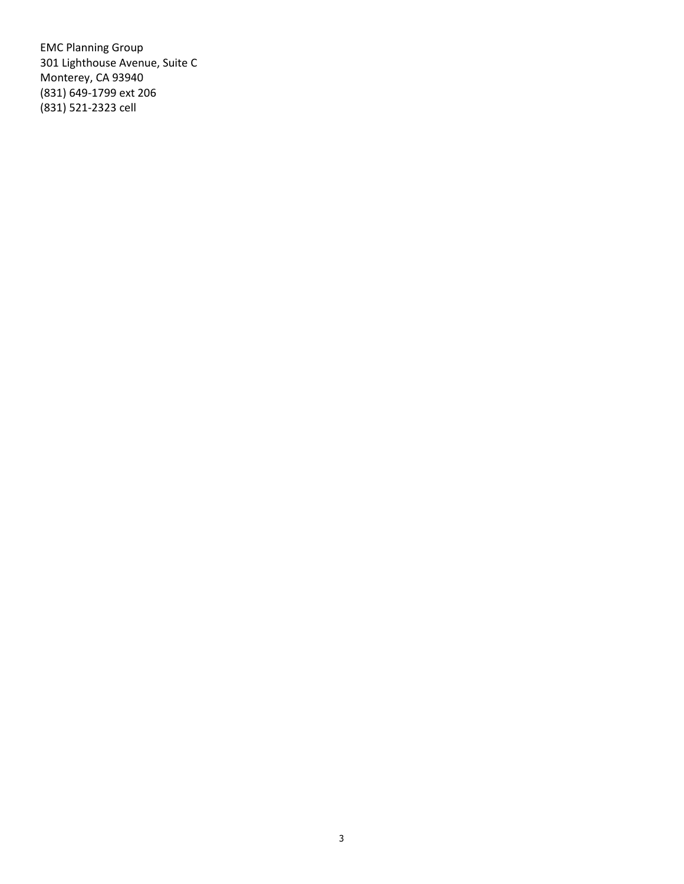EMC Planning Group
301 Lighthouse Avenue, Suite C
Monterey, CA 93940
(831) 649-1799 ext 206
(831) 521-2323 cell